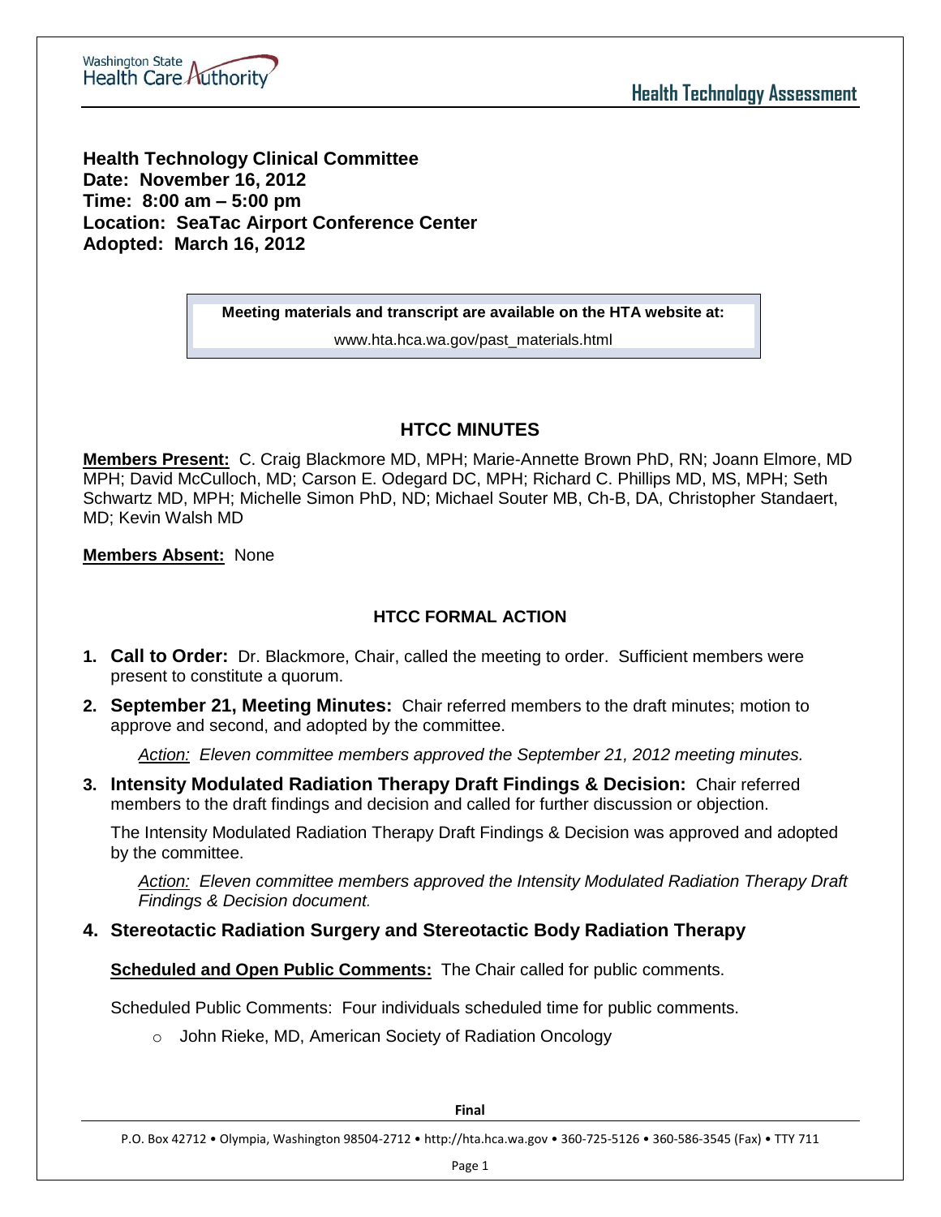**Health Technology Clinical Committee**
**Date: November 16, 2012**
**Time: 8:00 am – 5:00 pm**
**Location: SeaTac Airport Conference Center**
**Adopted: March 16, 2012**

> **Meeting materials and transcript are available on the HTA website at:**
> www.hta.hca.wa.gov/past_materials.html

## HTCC MINUTES

**Members Present:** C. Craig Blackmore MD, MPH; Marie-Annette Brown PhD, RN; Joann Elmore, MD MPH; David McCulloch, MD; Carson E. Odegard DC, MPH; Richard C. Phillips MD, MS, MPH; Seth Schwartz MD, MPH; Michelle Simon PhD, ND; Michael Souter MB, Ch-B, DA, Christopher Standaert, MD; Kevin Walsh MD

**Members Absent:** None

## HTCC FORMAL ACTION

1. **Call to Order:** Dr. Blackmore, Chair, called the meeting to order. Sufficient members were present to constitute a quorum.
2. **September 21, Meeting Minutes:** Chair referred members to the draft minutes; motion to approve and second, and adopted by the committee.

   *Action: Eleven committee members approved the September 21, 2012 meeting minutes.*

3. **Intensity Modulated Radiation Therapy Draft Findings & Decision:** Chair referred members to the draft findings and decision and called for further discussion or objection.

   The Intensity Modulated Radiation Therapy Draft Findings & Decision was approved and adopted by the committee.

   *Action: Eleven committee members approved the Intensity Modulated Radiation Therapy Draft Findings & Decision document.*

4. **Stereotactic Radiation Surgery and Stereotactic Body Radiation Therapy**

   **Scheduled and Open Public Comments:** The Chair called for public comments.

   Scheduled Public Comments: Four individuals scheduled time for public comments.

   - John Rieke, MD, American Society of Radiation Oncology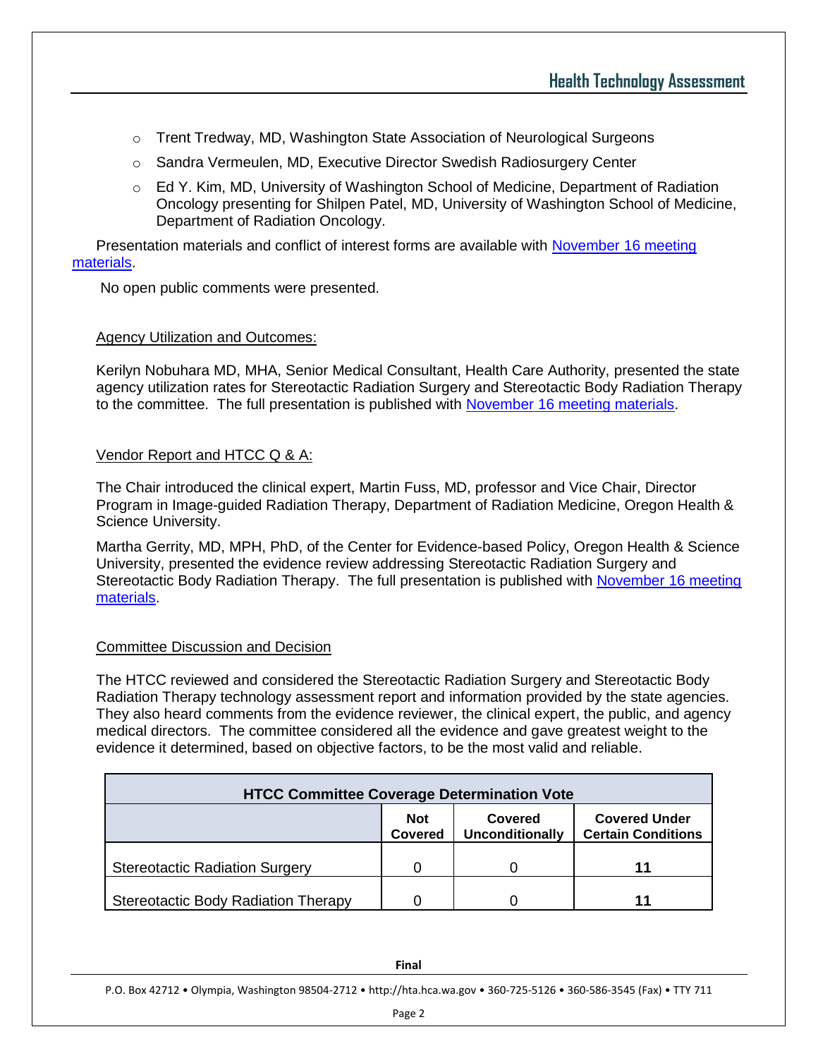- Trent Tredway, MD, Washington State Association of Neurological Surgeons
- Sandra Vermeulen, MD, Executive Director Swedish Radiosurgery Center
- Ed Y. Kim, MD, University of Washington School of Medicine, Department of Radiation Oncology presenting for Shilpen Patel, MD, University of Washington School of Medicine, Department of Radiation Oncology.

Presentation materials and conflict of interest forms are available with November 16 meeting materials.

No open public comments were presented.

Agency Utilization and Outcomes:

Kerilyn Nobuhara MD, MHA, Senior Medical Consultant, Health Care Authority, presented the state agency utilization rates for Stereotactic Radiation Surgery and Stereotactic Body Radiation Therapy to the committee. The full presentation is published with November 16 meeting materials.

Vendor Report and HTCC Q & A:

The Chair introduced the clinical expert, Martin Fuss, MD, professor and Vice Chair, Director Program in Image-guided Radiation Therapy, Department of Radiation Medicine, Oregon Health & Science University.

Martha Gerrity, MD, MPH, PhD, of the Center for Evidence-based Policy, Oregon Health & Science University, presented the evidence review addressing Stereotactic Radiation Surgery and Stereotactic Body Radiation Therapy. The full presentation is published with November 16 meeting materials.

Committee Discussion and Decision

The HTCC reviewed and considered the Stereotactic Radiation Surgery and Stereotactic Body Radiation Therapy technology assessment report and information provided by the state agencies. They also heard comments from the evidence reviewer, the clinical expert, the public, and agency medical directors. The committee considered all the evidence and gave greatest weight to the evidence it determined, based on objective factors, to be the most valid and reliable.

| HTCC Committee Coverage Determination Vote | | | |
|---|---|---|---|
| | **Not Covered** | **Covered Unconditionally** | **Covered Under Certain Conditions** |
| Stereotactic Radiation Surgery | 0 | 0 | **11** |
| Stereotactic Body Radiation Therapy | 0 | 0 | **11** |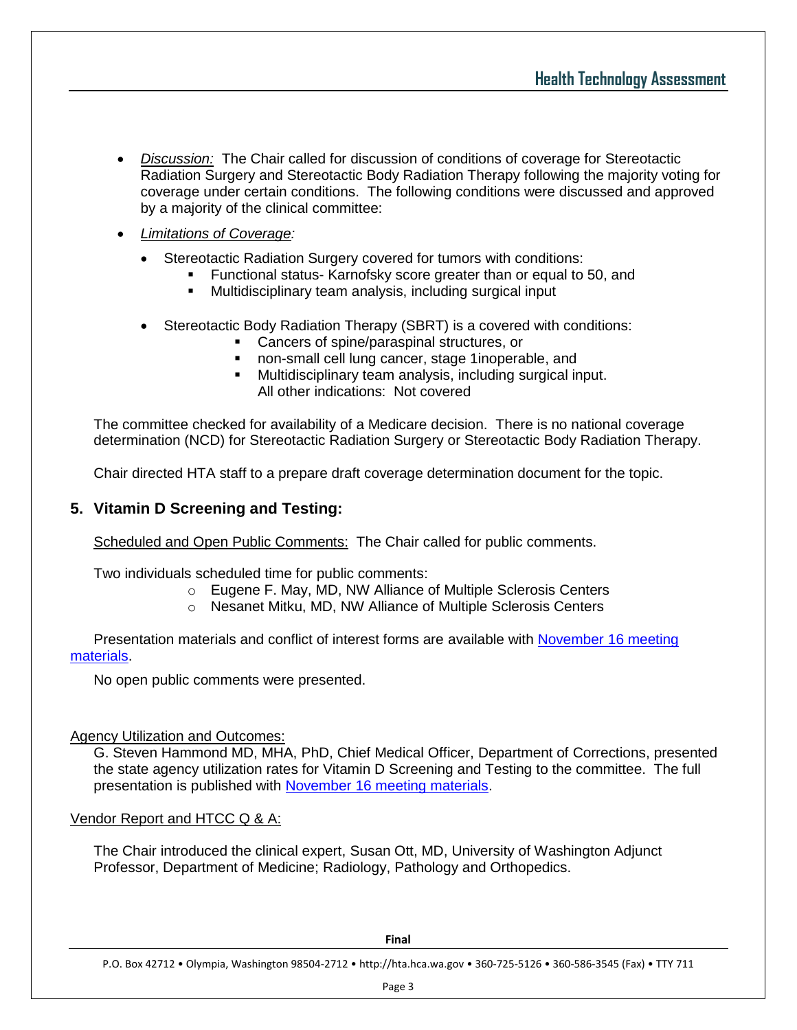- *Discussion:* The Chair called for discussion of conditions of coverage for Stereotactic Radiation Surgery and Stereotactic Body Radiation Therapy following the majority voting for coverage under certain conditions. The following conditions were discussed and approved by a majority of the clinical committee:
- *Limitations of Coverage:*
  - Stereotactic Radiation Surgery covered for tumors with conditions:
    - Functional status- Karnofsky score greater than or equal to 50, and
    - Multidisciplinary team analysis, including surgical input
  - Stereotactic Body Radiation Therapy (SBRT) is a covered with conditions:
    - Cancers of spine/paraspinal structures, or
    - non-small cell lung cancer, stage 1inoperable, and
    - Multidisciplinary team analysis, including surgical input.
      All other indications: Not covered

The committee checked for availability of a Medicare decision. There is no national coverage determination (NCD) for Stereotactic Radiation Surgery or Stereotactic Body Radiation Therapy.

Chair directed HTA staff to a prepare draft coverage determination document for the topic.

## 5. Vitamin D Screening and Testing:

Scheduled and Open Public Comments: The Chair called for public comments.

Two individuals scheduled time for public comments:

- Eugene F. May, MD, NW Alliance of Multiple Sclerosis Centers
- Nesanet Mitku, MD, NW Alliance of Multiple Sclerosis Centers

Presentation materials and conflict of interest forms are available with November 16 meeting materials.

No open public comments were presented.

Agency Utilization and Outcomes:

G. Steven Hammond MD, MHA, PhD, Chief Medical Officer, Department of Corrections, presented the state agency utilization rates for Vitamin D Screening and Testing to the committee. The full presentation is published with November 16 meeting materials.

Vendor Report and HTCC Q & A:

The Chair introduced the clinical expert, Susan Ott, MD, University of Washington Adjunct Professor, Department of Medicine; Radiology, Pathology and Orthopedics.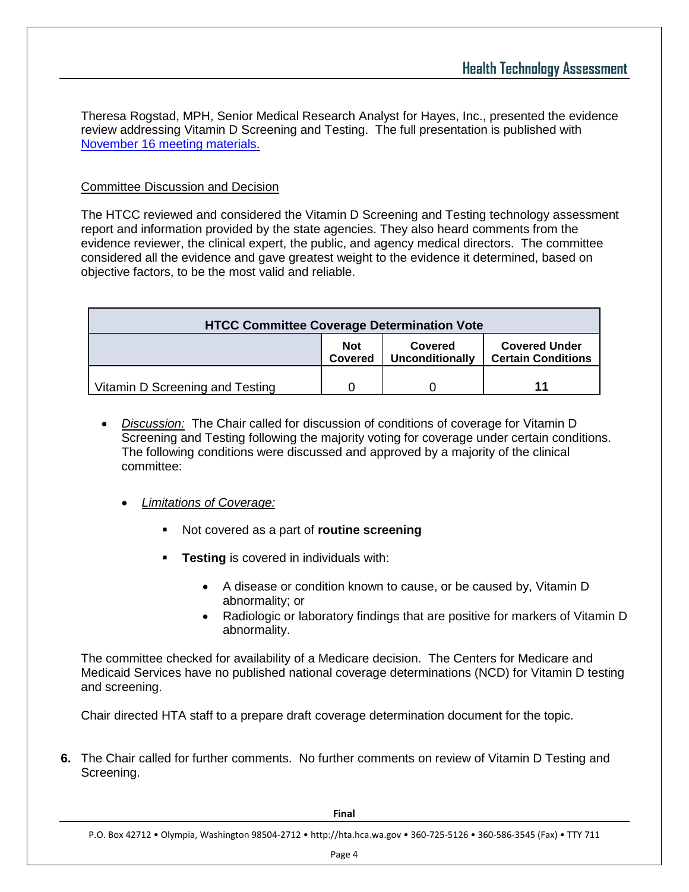Theresa Rogstad, MPH, Senior Medical Research Analyst for Hayes, Inc., presented the evidence review addressing Vitamin D Screening and Testing. The full presentation is published with [November 16 meeting materials.]

<u>Committee Discussion and Decision</u>

The HTCC reviewed and considered the Vitamin D Screening and Testing technology assessment report and information provided by the state agencies. They also heard comments from the evidence reviewer, the clinical expert, the public, and agency medical directors. The committee considered all the evidence and gave greatest weight to the evidence it determined, based on objective factors, to be the most valid and reliable.

| HTCC Committee Coverage Determination Vote | | | |
|---|---|---|---|
| | **Not Covered** | **Covered Unconditionally** | **Covered Under Certain Conditions** |
| Vitamin D Screening and Testing | 0 | 0 | **11** |

- *Discussion:* The Chair called for discussion of conditions of coverage for Vitamin D Screening and Testing following the majority voting for coverage under certain conditions. The following conditions were discussed and approved by a majority of the clinical committee:

  - *<u>Limitations of Coverage:</u>*

    - Not covered as a part of **routine screening**
    - **Testing** is covered in individuals with:
      - A disease or condition known to cause, or be caused by, Vitamin D abnormality; or
      - Radiologic or laboratory findings that are positive for markers of Vitamin D abnormality.

The committee checked for availability of a Medicare decision. The Centers for Medicare and Medicaid Services have no published national coverage determinations (NCD) for Vitamin D testing and screening.

Chair directed HTA staff to a prepare draft coverage determination document for the topic.

**6.** The Chair called for further comments. No further comments on review of Vitamin D Testing and Screening.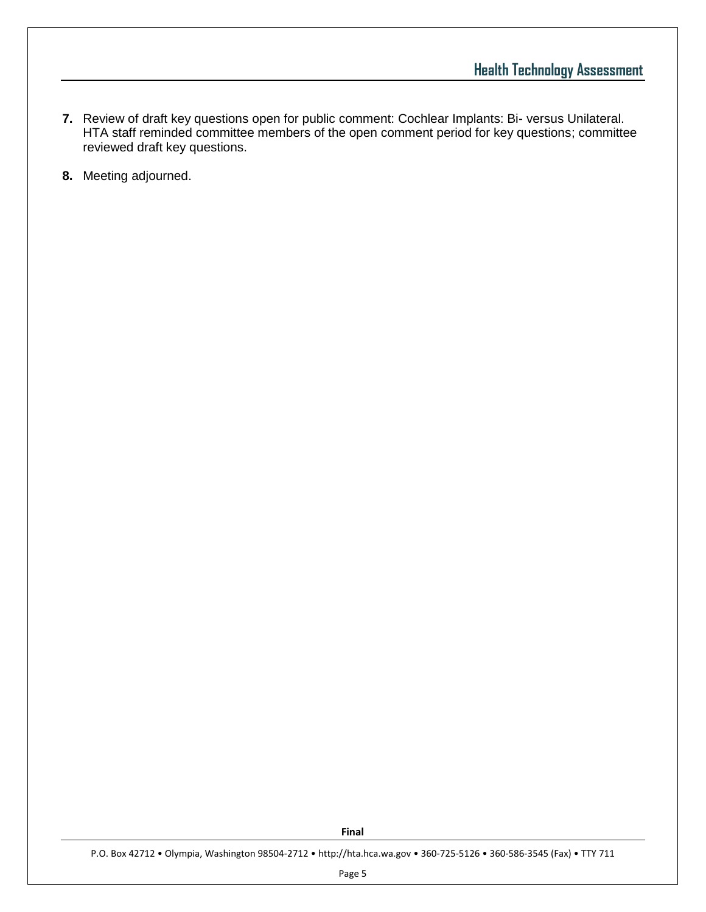7. Review of draft key questions open for public comment: Cochlear Implants: Bi- versus Unilateral. HTA staff reminded committee members of the open comment period for key questions; committee reviewed draft key questions.

8. Meeting adjourned.